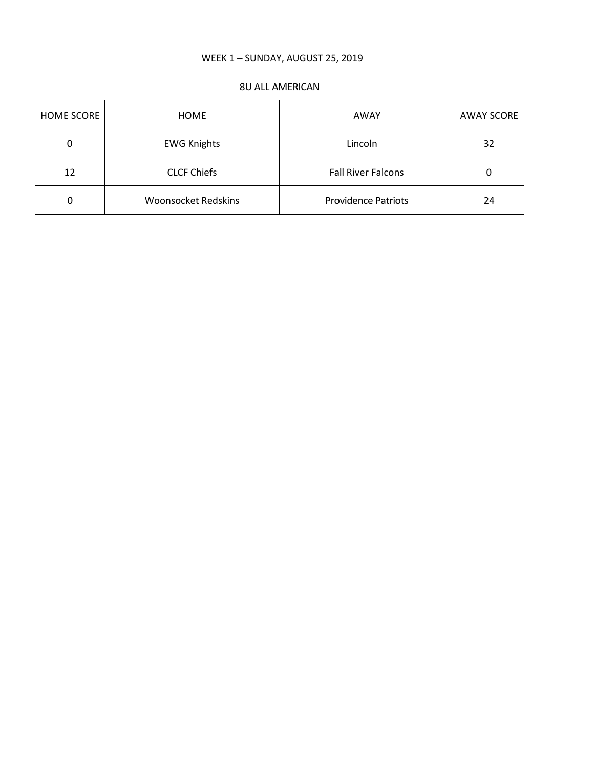WEEK 1 – SUNDAY, AUGUST 25, 2019

| 8U ALL AMERICAN | | | |
|---|---|---|---|
| HOME SCORE | HOME | AWAY | AWAY SCORE |
| 0 | EWG Knights | Lincoln | 32 |
| 12 | CLCF Chiefs | Fall River Falcons | 0 |
| 0 | Woonsocket Redskins | Providence Patriots | 24 |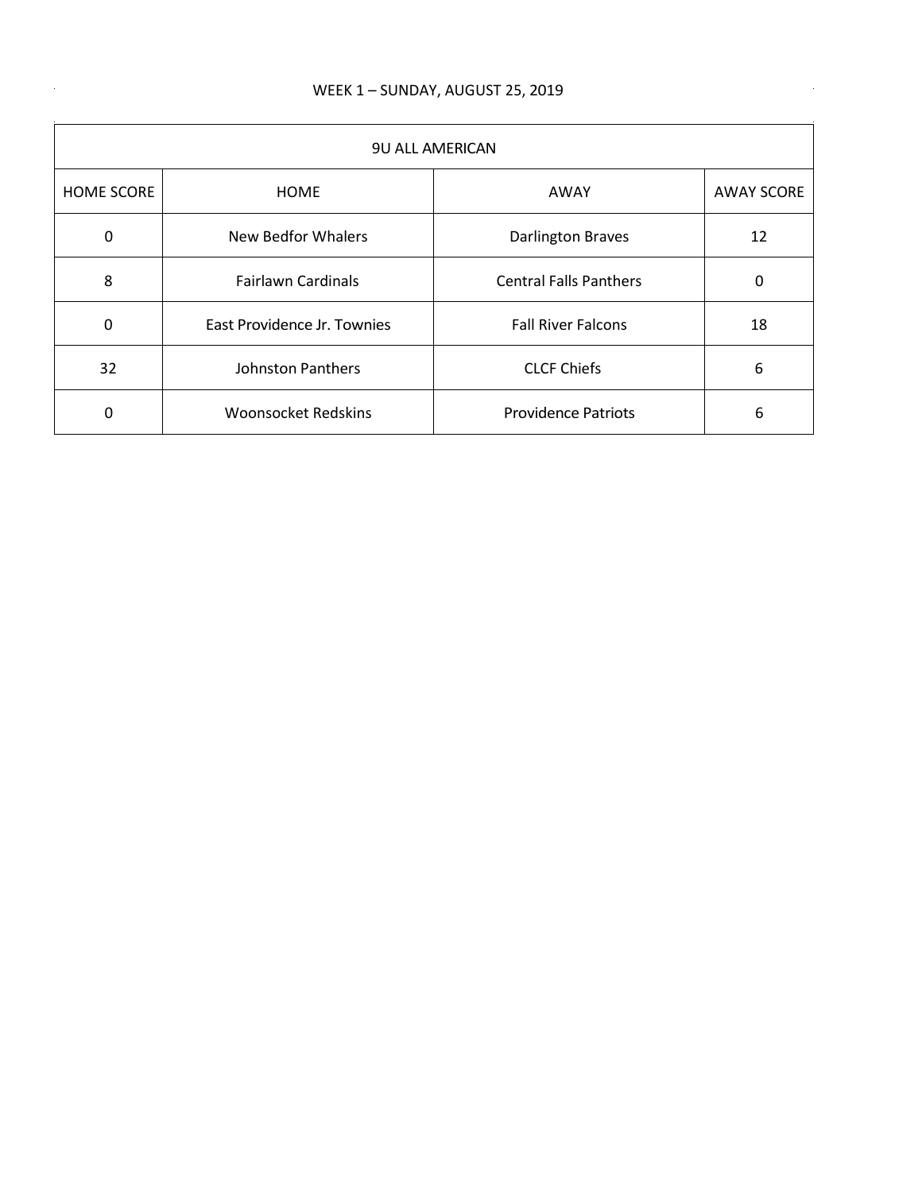WEEK 1 – SUNDAY, AUGUST 25, 2019

| 9U ALL AMERICAN | | | |
|---|---|---|---|
| HOME SCORE | HOME | AWAY | AWAY SCORE |
| 0 | New Bedfor Whalers | Darlington Braves | 12 |
| 8 | Fairlawn Cardinals | Central Falls Panthers | 0 |
| 0 | East Providence Jr. Townies | Fall River Falcons | 18 |
| 32 | Johnston Panthers | CLCF Chiefs | 6 |
| 0 | Woonsocket Redskins | Providence Patriots | 6 |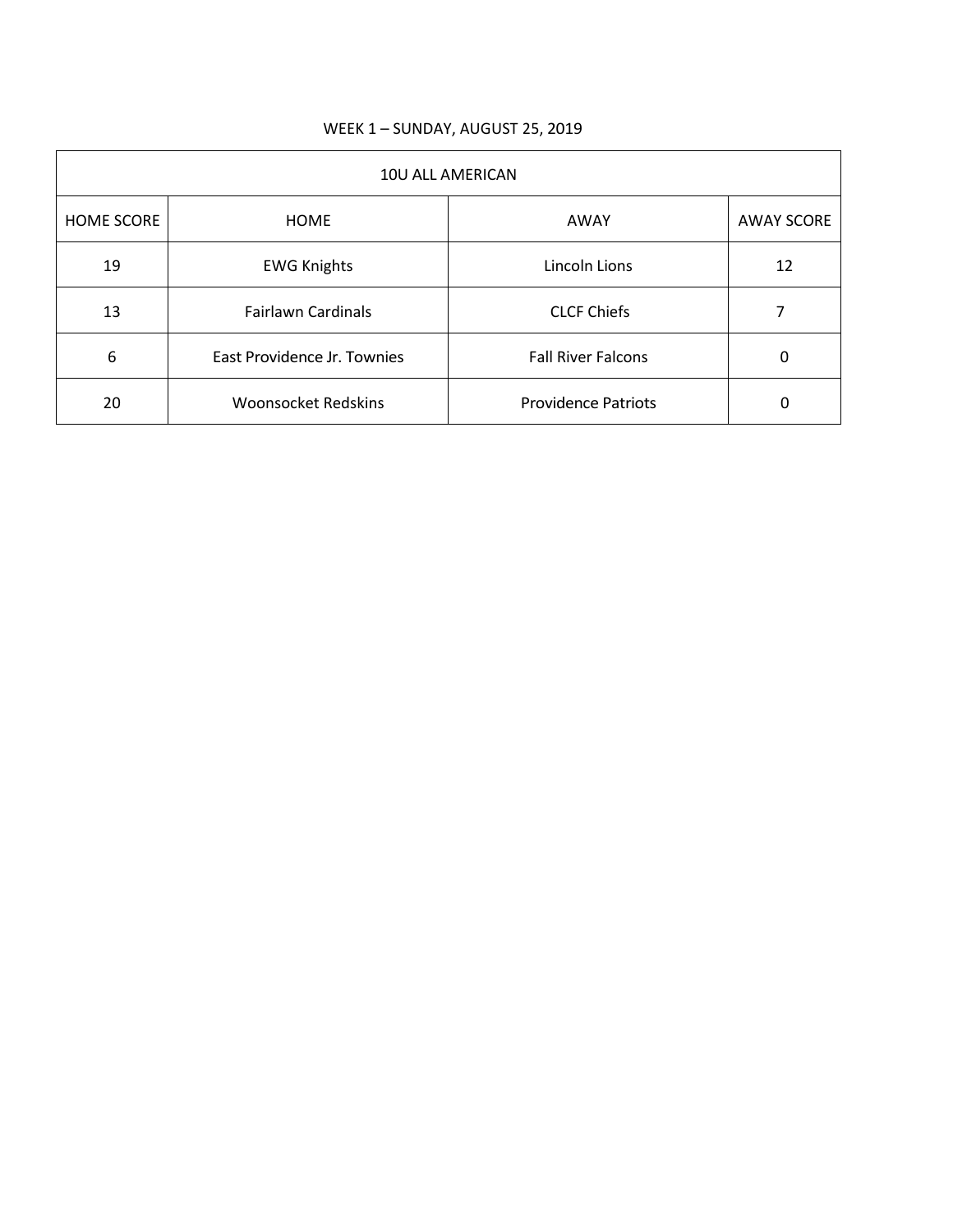WEEK 1 – SUNDAY, AUGUST 25, 2019

| 10U ALL AMERICAN | | | |
|---|---|---|---|
| HOME SCORE | HOME | AWAY | AWAY SCORE |
| 19 | EWG Knights | Lincoln Lions | 12 |
| 13 | Fairlawn Cardinals | CLCF Chiefs | 7 |
| 6 | East Providence Jr. Townies | Fall River Falcons | 0 |
| 20 | Woonsocket Redskins | Providence Patriots | 0 |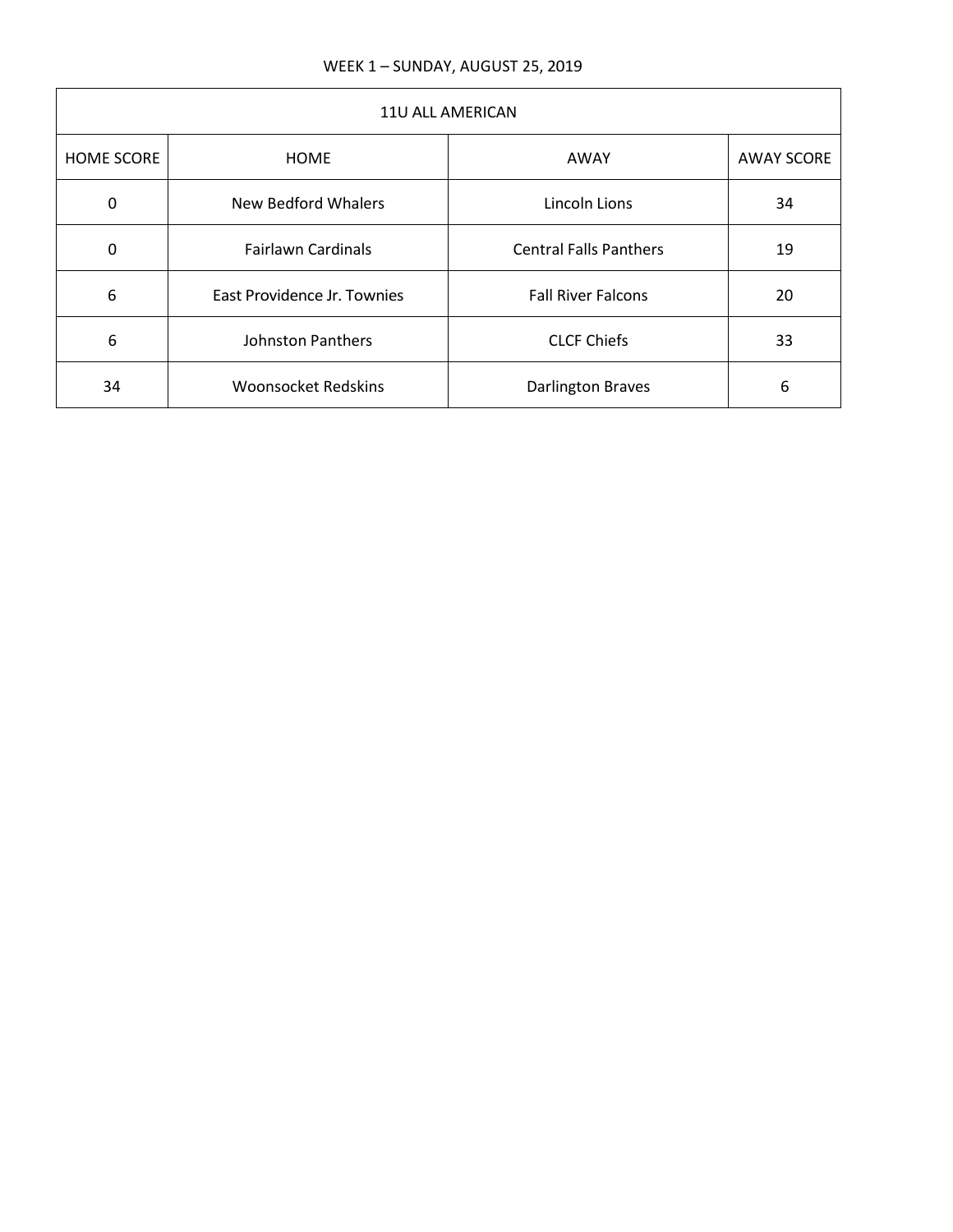WEEK 1 – SUNDAY, AUGUST 25, 2019

| 11U ALL AMERICAN | | | |
|---|---|---|---|
| HOME SCORE | HOME | AWAY | AWAY SCORE |
| 0 | New Bedford Whalers | Lincoln Lions | 34 |
| 0 | Fairlawn Cardinals | Central Falls Panthers | 19 |
| 6 | East Providence Jr. Townies | Fall River Falcons | 20 |
| 6 | Johnston Panthers | CLCF Chiefs | 33 |
| 34 | Woonsocket Redskins | Darlington Braves | 6 |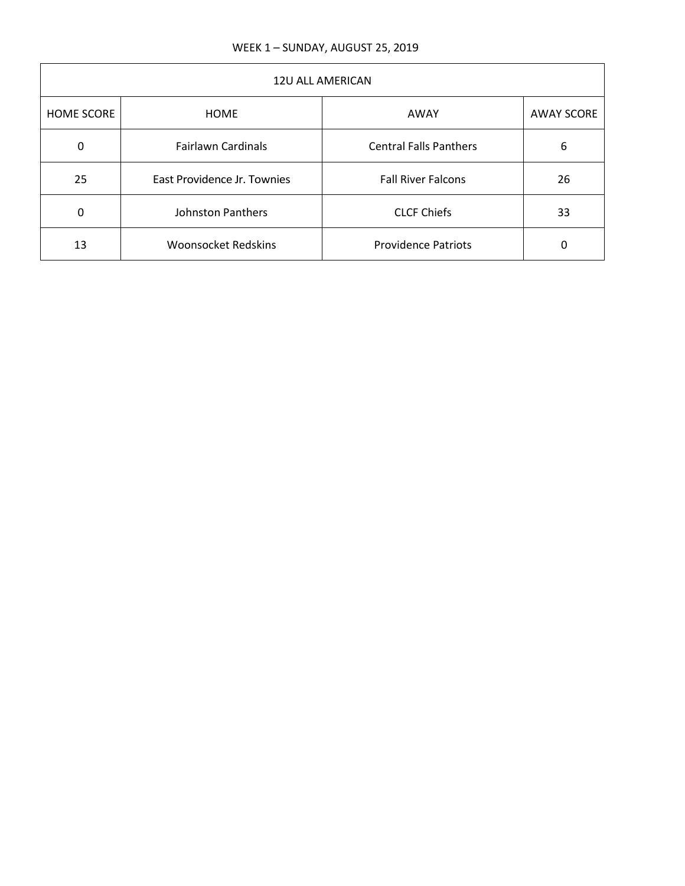WEEK 1 – SUNDAY, AUGUST 25, 2019

| 12U ALL AMERICAN | | | |
|---|---|---|---|
| HOME SCORE | HOME | AWAY | AWAY SCORE |
| 0 | Fairlawn Cardinals | Central Falls Panthers | 6 |
| 25 | East Providence Jr. Townies | Fall River Falcons | 26 |
| 0 | Johnston Panthers | CLCF Chiefs | 33 |
| 13 | Woonsocket Redskins | Providence Patriots | 0 |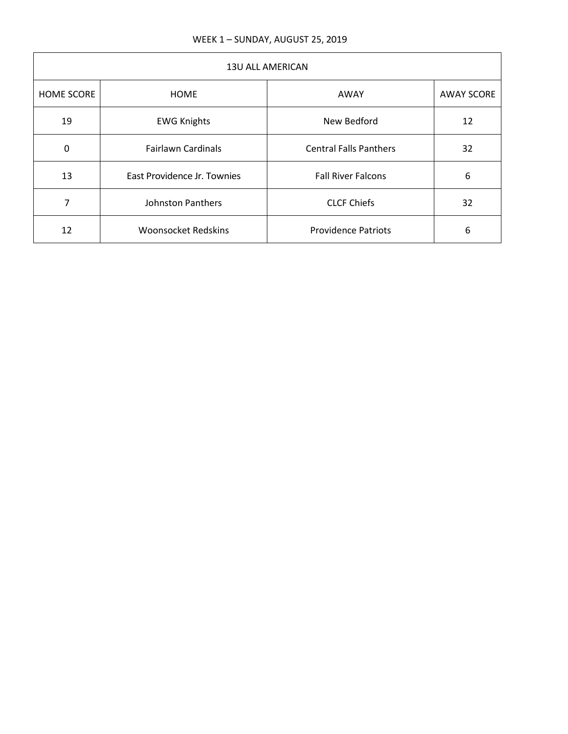WEEK 1 – SUNDAY, AUGUST 25, 2019

| 13U ALL AMERICAN | | | |
|---|---|---|---|
| HOME SCORE | HOME | AWAY | AWAY SCORE |
| 19 | EWG Knights | New Bedford | 12 |
| 0 | Fairlawn Cardinals | Central Falls Panthers | 32 |
| 13 | East Providence Jr. Townies | Fall River Falcons | 6 |
| 7 | Johnston Panthers | CLCF Chiefs | 32 |
| 12 | Woonsocket Redskins | Providence Patriots | 6 |